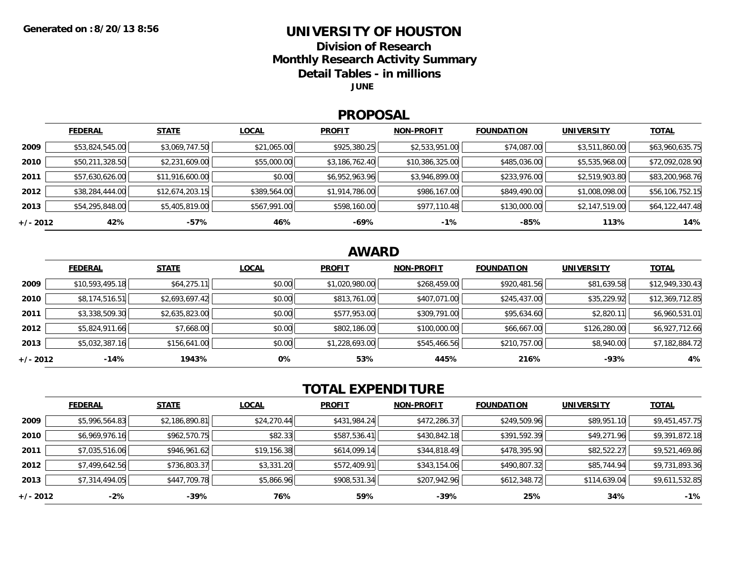Generated on :8/20/13 8:56

# UNIVERSITY OF HOUSTON

## Division of Research
## Monthly Research Activity Summary
## Detail Tables - in millions

**JUNE**

## PROPOSAL

| | FEDERAL | STATE | LOCAL | PROFIT | NON-PROFIT | FOUNDATION | UNIVERSITY | TOTAL |
|---|---|---|---|---|---|---|---|---|
| 2009 | $53,824,545.00 | $3,069,747.50 | $21,065.00 | $925,380.25 | $2,533,951.00 | $74,087.00 | $3,511,860.00 | $63,960,635.75 |
| 2010 | $50,211,328.50 | $2,231,609.00 | $55,000.00 | $3,186,762.40 | $10,386,325.00 | $485,036.00 | $5,535,968.00 | $72,092,028.90 |
| 2011 | $57,630,626.00 | $11,916,600.00 | $0.00 | $6,952,963.96 | $3,946,899.00 | $233,976.00 | $2,519,903.80 | $83,200,968.76 |
| 2012 | $38,284,444.00 | $12,674,203.15 | $389,564.00 | $1,914,786.00 | $986,167.00 | $849,490.00 | $1,008,098.00 | $56,106,752.15 |
| 2013 | $54,295,848.00 | $5,405,819.00 | $567,991.00 | $598,160.00 | $977,110.48 | $130,000.00 | $2,147,519.00 | $64,122,447.48 |
| +/- 2012 | 42% | -57% | 46% | -69% | -1% | -85% | 113% | 14% |

## AWARD

| | FEDERAL | STATE | LOCAL | PROFIT | NON-PROFIT | FOUNDATION | UNIVERSITY | TOTAL |
|---|---|---|---|---|---|---|---|---|
| 2009 | $10,593,495.18 | $64,275.11 | $0.00 | $1,020,980.00 | $268,459.00 | $920,481.56 | $81,639.58 | $12,949,330.43 |
| 2010 | $8,174,516.51 | $2,693,697.42 | $0.00 | $813,761.00 | $407,071.00 | $245,437.00 | $35,229.92 | $12,369,712.85 |
| 2011 | $3,338,509.30 | $2,635,823.00 | $0.00 | $577,953.00 | $309,791.00 | $95,634.60 | $2,820.11 | $6,960,531.01 |
| 2012 | $5,824,911.66 | $7,668.00 | $0.00 | $802,186.00 | $100,000.00 | $66,667.00 | $126,280.00 | $6,927,712.66 |
| 2013 | $5,032,387.16 | $156,641.00 | $0.00 | $1,228,693.00 | $545,466.56 | $210,757.00 | $8,940.00 | $7,182,884.72 |
| +/- 2012 | -14% | 1943% | 0% | 53% | 445% | 216% | -93% | 4% |

## TOTAL EXPENDITURE

| | FEDERAL | STATE | LOCAL | PROFIT | NON-PROFIT | FOUNDATION | UNIVERSITY | TOTAL |
|---|---|---|---|---|---|---|---|---|
| 2009 | $5,996,564.83 | $2,186,890.81 | $24,270.44 | $431,984.24 | $472,286.37 | $249,509.96 | $89,951.10 | $9,451,457.75 |
| 2010 | $6,969,976.16 | $962,570.75 | $82.33 | $587,536.41 | $430,842.18 | $391,592.39 | $49,271.96 | $9,391,872.18 |
| 2011 | $7,035,516.06 | $946,961.62 | $19,156.38 | $614,099.14 | $344,818.49 | $478,395.90 | $82,522.27 | $9,521,469.86 |
| 2012 | $7,499,642.56 | $736,803.37 | $3,331.20 | $572,409.91 | $343,154.06 | $490,807.32 | $85,744.94 | $9,731,893.36 |
| 2013 | $7,314,494.05 | $447,709.78 | $5,866.96 | $908,531.34 | $207,942.96 | $612,348.72 | $114,639.04 | $9,611,532.85 |
| +/- 2012 | -2% | -39% | 76% | 59% | -39% | 25% | 34% | -1% |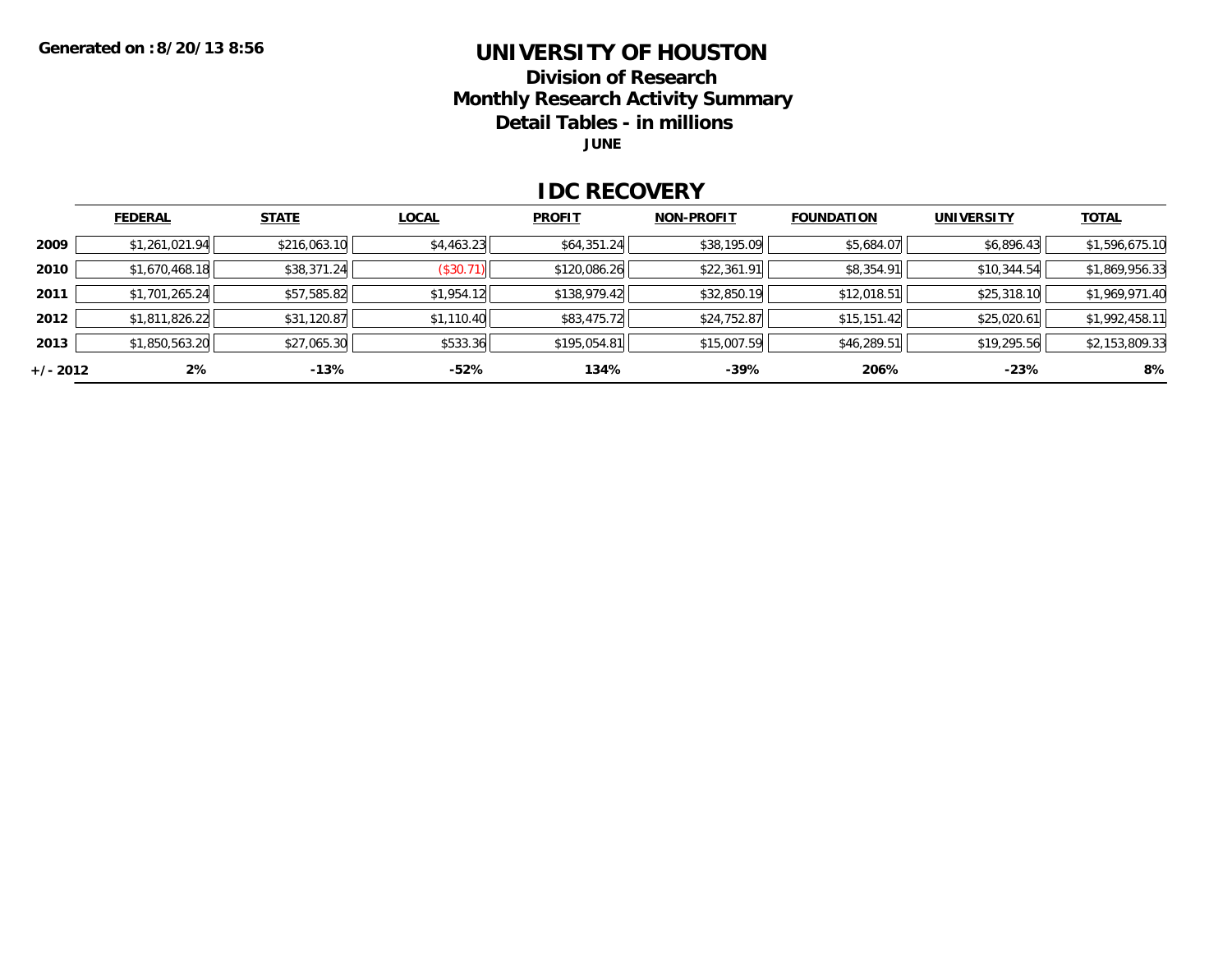Generated on :8/20/13 8:56

# UNIVERSITY OF HOUSTON

## Division of Research

## Monthly Research Activity Summary

## Detail Tables - in millions

**JUNE**

## IDC RECOVERY

| | FEDERAL | STATE | LOCAL | PROFIT | NON-PROFIT | FOUNDATION | UNIVERSITY | TOTAL |
|---|---|---|---|---|---|---|---|---|
| **2009** | $1,261,021.94 | $216,063.10 | $4,463.23 | $64,351.24 | $38,195.09 | $5,684.07 | $6,896.43 | $1,596,675.10 |
| **2010** | $1,670,468.18 | $38,371.24 | ($30.71) | $120,086.26 | $22,361.91 | $8,354.91 | $10,344.54 | $1,869,956.33 |
| **2011** | $1,701,265.24 | $57,585.82 | $1,954.12 | $138,979.42 | $32,850.19 | $12,018.51 | $25,318.10 | $1,969,971.40 |
| **2012** | $1,811,826.22 | $31,120.87 | $1,110.40 | $83,475.72 | $24,752.87 | $15,151.42 | $25,020.61 | $1,992,458.11 |
| **2013** | $1,850,563.20 | $27,065.30 | $533.36 | $195,054.81 | $15,007.59 | $46,289.51 | $19,295.56 | $2,153,809.33 |
| **+/- 2012** | **2%** | **-13%** | **-52%** | **134%** | **-39%** | **206%** | **-23%** | **8%** |